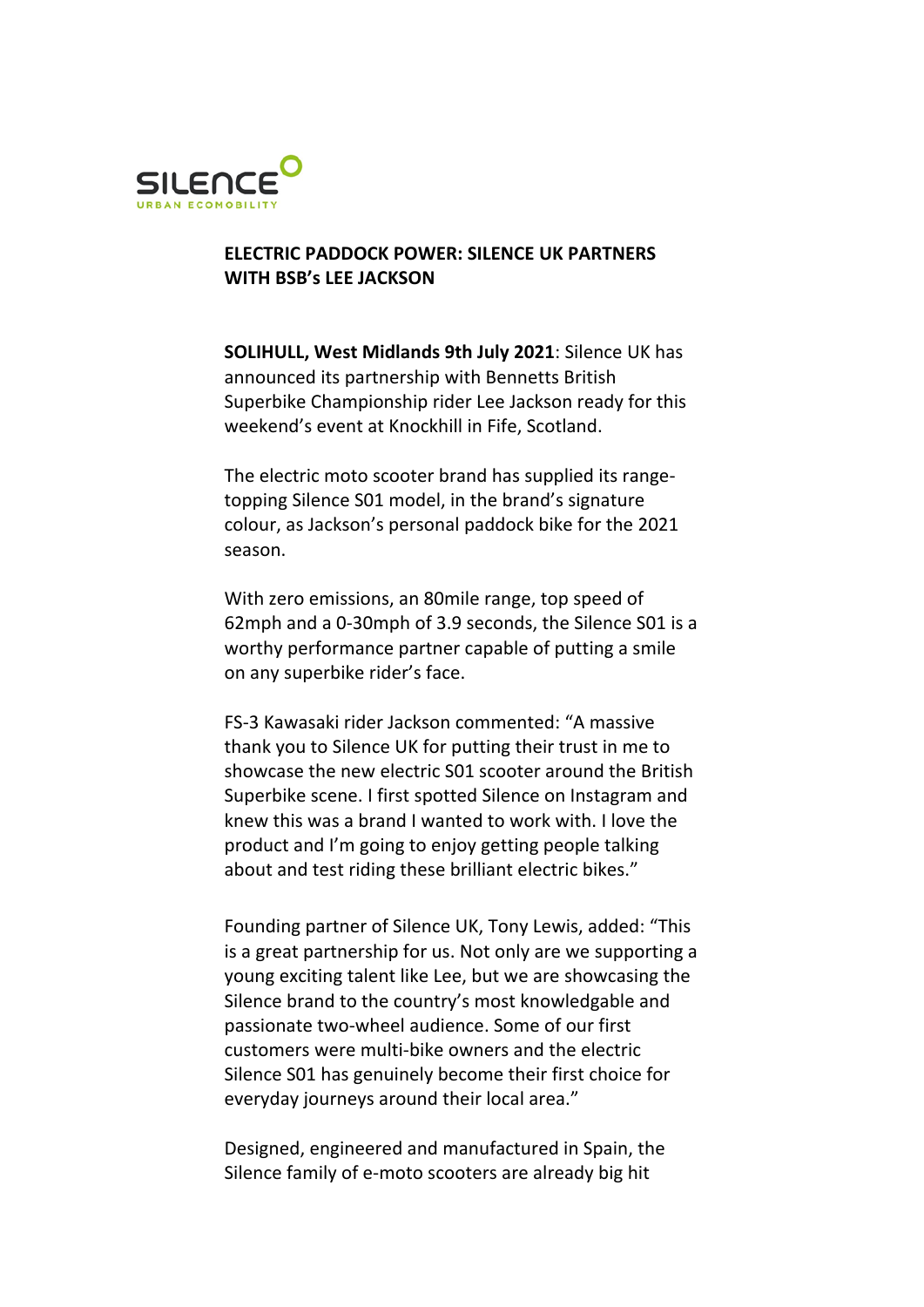SILENCE
URBAN ECOMOBILITY

**ELECTRIC PADDOCK POWER: SILENCE UK PARTNERS WITH BSB's LEE JACKSON**

**SOLIHULL, West Midlands 9th July 2021**: Silence UK has announced its partnership with Bennetts British Superbike Championship rider Lee Jackson ready for this weekend's event at Knockhill in Fife, Scotland.

The electric moto scooter brand has supplied its range-topping Silence S01 model, in the brand's signature colour, as Jackson's personal paddock bike for the 2021 season.

With zero emissions, an 80mile range, top speed of 62mph and a 0-30mph of 3.9 seconds, the Silence S01 is a worthy performance partner capable of putting a smile on any superbike rider's face.

FS-3 Kawasaki rider Jackson commented: "A massive thank you to Silence UK for putting their trust in me to showcase the new electric S01 scooter around the British Superbike scene. I first spotted Silence on Instagram and knew this was a brand I wanted to work with. I love the product and I'm going to enjoy getting people talking about and test riding these brilliant electric bikes."

Founding partner of Silence UK, Tony Lewis, added: "This is a great partnership for us. Not only are we supporting a young exciting talent like Lee, but we are showcasing the Silence brand to the country's most knowledgable and passionate two-wheel audience. Some of our first customers were multi-bike owners and the electric Silence S01 has genuinely become their first choice for everyday journeys around their local area."

Designed, engineered and manufactured in Spain, the Silence family of e-moto scooters are already big hit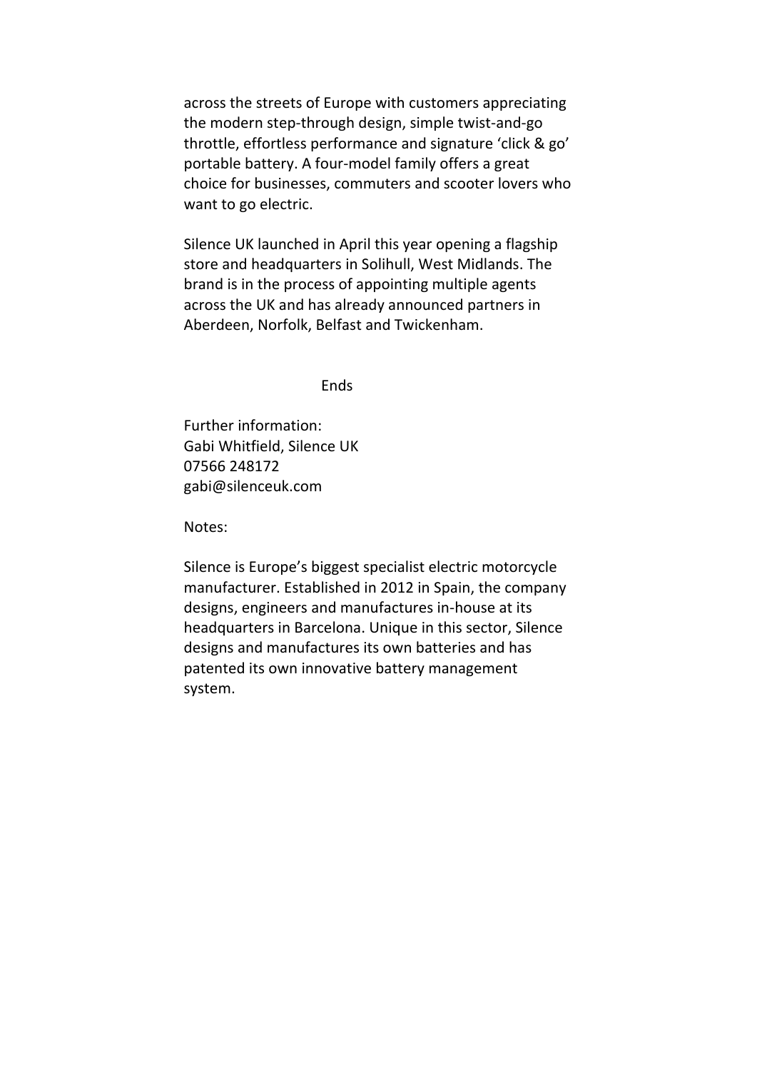across the streets of Europe with customers appreciating the modern step-through design, simple twist-and-go throttle, effortless performance and signature 'click & go' portable battery. A four-model family offers a great choice for businesses, commuters and scooter lovers who want to go electric.

Silence UK launched in April this year opening a flagship store and headquarters in Solihull, West Midlands. The brand is in the process of appointing multiple agents across the UK and has already announced partners in Aberdeen, Norfolk, Belfast and Twickenham.

Ends

Further information:
Gabi Whitfield, Silence UK
07566 248172
gabi@silenceuk.com

Notes:

Silence is Europe's biggest specialist electric motorcycle manufacturer. Established in 2012 in Spain, the company designs, engineers and manufactures in-house at its headquarters in Barcelona. Unique in this sector, Silence designs and manufactures its own batteries and has patented its own innovative battery management system.